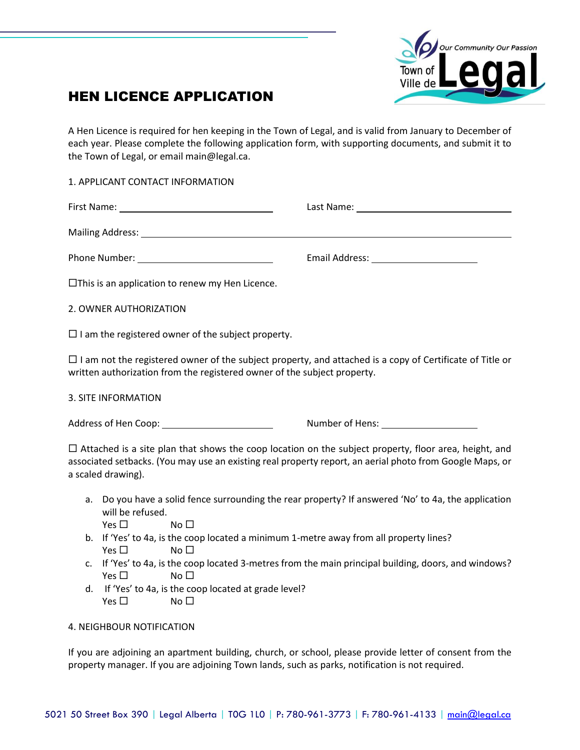# HEN LICENCE APPLICATION

A Hen Licence is required for hen keeping in the Town of Legal, and is valid from January to December of each year. Please complete the following application form, with supporting documents, and submit it to the Town of Legal, or email main@legal.ca.

1. APPLICANT CONTACT INFORMATION

First Name: ______________________________ Last Name: ______________________________

Mailing Address: ____________________________________________________________

Phone Number: __________________________ Email Address: ____________________

☐This is an application to renew my Hen Licence.

2. OWNER AUTHORIZATION

☐ I am the registered owner of the subject property.

☐ I am not the registered owner of the subject property, and attached is a copy of Certificate of Title or written authorization from the registered owner of the subject property.

3. SITE INFORMATION

Address of Hen Coop: ____________________ Number of Hens: __________________

☐ Attached is a site plan that shows the coop location on the subject property, floor area, height, and associated setbacks. (You may use an existing real property report, an aerial photo from Google Maps, or a scaled drawing).

a. Do you have a solid fence surrounding the rear property? If answered 'No' to 4a, the application will be refused.
   Yes ☐ No ☐
b. If 'Yes' to 4a, is the coop located a minimum 1-metre away from all property lines?
   Yes ☐ No ☐
c. If 'Yes' to 4a, is the coop located 3-metres from the main principal building, doors, and windows?
   Yes ☐ No ☐
d. If 'Yes' to 4a, is the coop located at grade level?
   Yes ☐ No ☐

4. NEIGHBOUR NOTIFICATION

If you are adjoining an apartment building, church, or school, please provide letter of consent from the property manager. If you are adjoining Town lands, such as parks, notification is not required.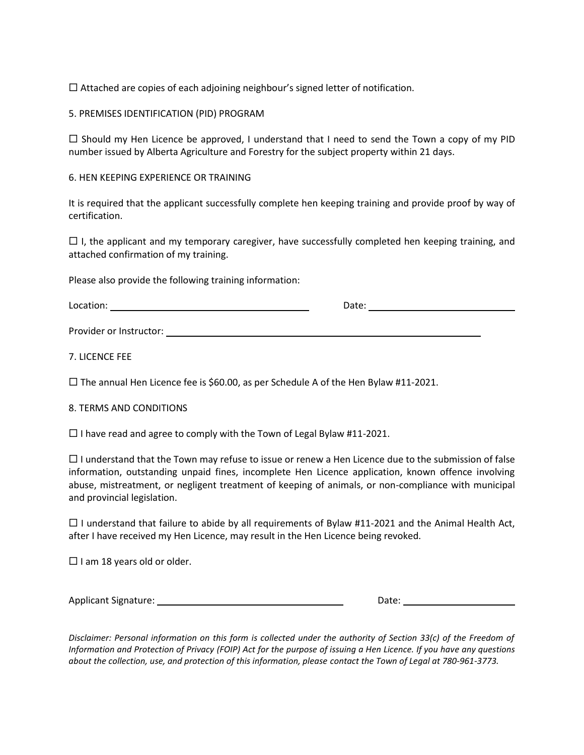☐ Attached are copies of each adjoining neighbour's signed letter of notification.

5. PREMISES IDENTIFICATION (PID) PROGRAM

☐ Should my Hen Licence be approved, I understand that I need to send the Town a copy of my PID number issued by Alberta Agriculture and Forestry for the subject property within 21 days.

6. HEN KEEPING EXPERIENCE OR TRAINING

It is required that the applicant successfully complete hen keeping training and provide proof by way of certification.

☐ I, the applicant and my temporary caregiver, have successfully completed hen keeping training, and attached confirmation of my training.

Please also provide the following training information:

Location: ______________________________ Date: ______________________

Provider or Instructor: ________________________________________________

7. LICENCE FEE

☐ The annual Hen Licence fee is $60.00, as per Schedule A of the Hen Bylaw #11-2021.

8. TERMS AND CONDITIONS

☐ I have read and agree to comply with the Town of Legal Bylaw #11-2021.

☐ I understand that the Town may refuse to issue or renew a Hen Licence due to the submission of false information, outstanding unpaid fines, incomplete Hen Licence application, known offence involving abuse, mistreatment, or negligent treatment of keeping of animals, or non-compliance with municipal and provincial legislation.

☐ I understand that failure to abide by all requirements of Bylaw #11-2021 and the Animal Health Act, after I have received my Hen Licence, may result in the Hen Licence being revoked.

☐ I am 18 years old or older.

Applicant Signature: ______________________________ Date: ____________________

*Disclaimer: Personal information on this form is collected under the authority of Section 33(c) of the Freedom of Information and Protection of Privacy (FOIP) Act for the purpose of issuing a Hen Licence. If you have any questions about the collection, use, and protection of this information, please contact the Town of Legal at 780-961-3773.*